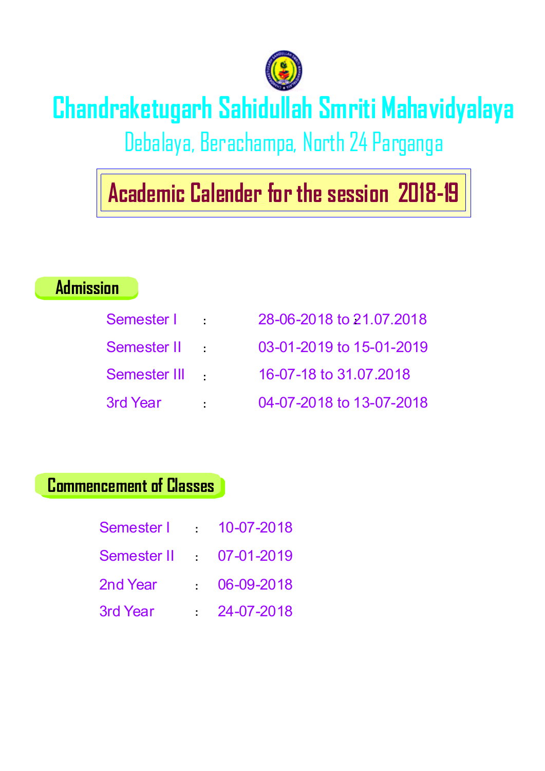# Chandraketugarh Sahidullah Smriti Mahavidyalaya

Debalaya, Berachampa, North 24 Parganga

## Academic Calender for the session 2018-19

### Admission

| | | |
|---|---|---|
| Semester I | : | 28-06-2018 to 21.07.2018 |
| Semester II | : | 03-01-2019 to 15-01-2019 |
| Semester III | : | 16-07-18 to 31.07.2018 |
| 3rd Year | : | 04-07-2018 to 13-07-2018 |

### Commencement of Classes

| | | |
|---|---|---|
| Semester I | : | 10-07-2018 |
| Semester II | : | 07-01-2019 |
| 2nd Year | : | 06-09-2018 |
| 3rd Year | : | 24-07-2018 |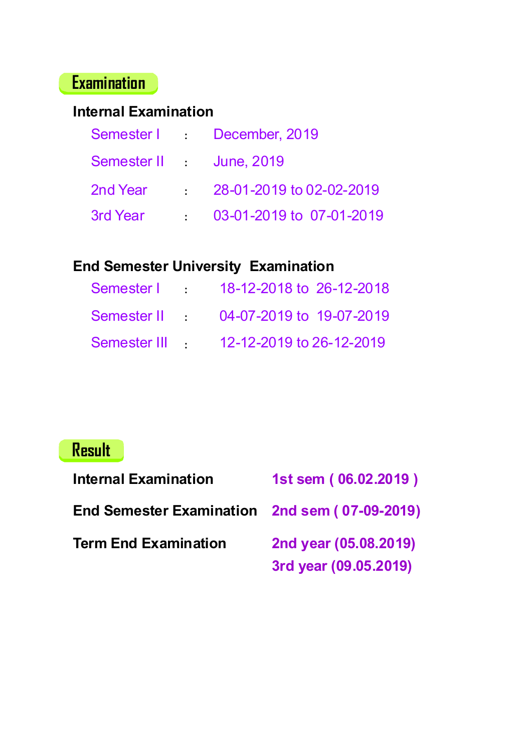## Examination

### Internal Examination

| | | |
|---|---|---|
| Semester I | : | December, 2019 |
| Semester II | : | June, 2019 |
| 2nd Year | : | 28-01-2019 to 02-02-2019 |
| 3rd Year | : | 03-01-2019 to 07-01-2019 |

### End Semester University Examination

| | | |
|---|---|---|
| Semester I | : | 18-12-2018 to 26-12-2018 |
| Semester II | : | 04-07-2019 to 19-07-2019 |
| Semester III | : | 12-12-2019 to 26-12-2019 |

## Result

| | |
|---|---|
| **Internal Examination** | **1st sem ( 06.02.2019 )** |
| **End Semester Examination** | **2nd sem ( 07-09-2019)** |
| **Term End Examination** | **2nd year (05.08.2019)**<br>**3rd year (09.05.2019)** |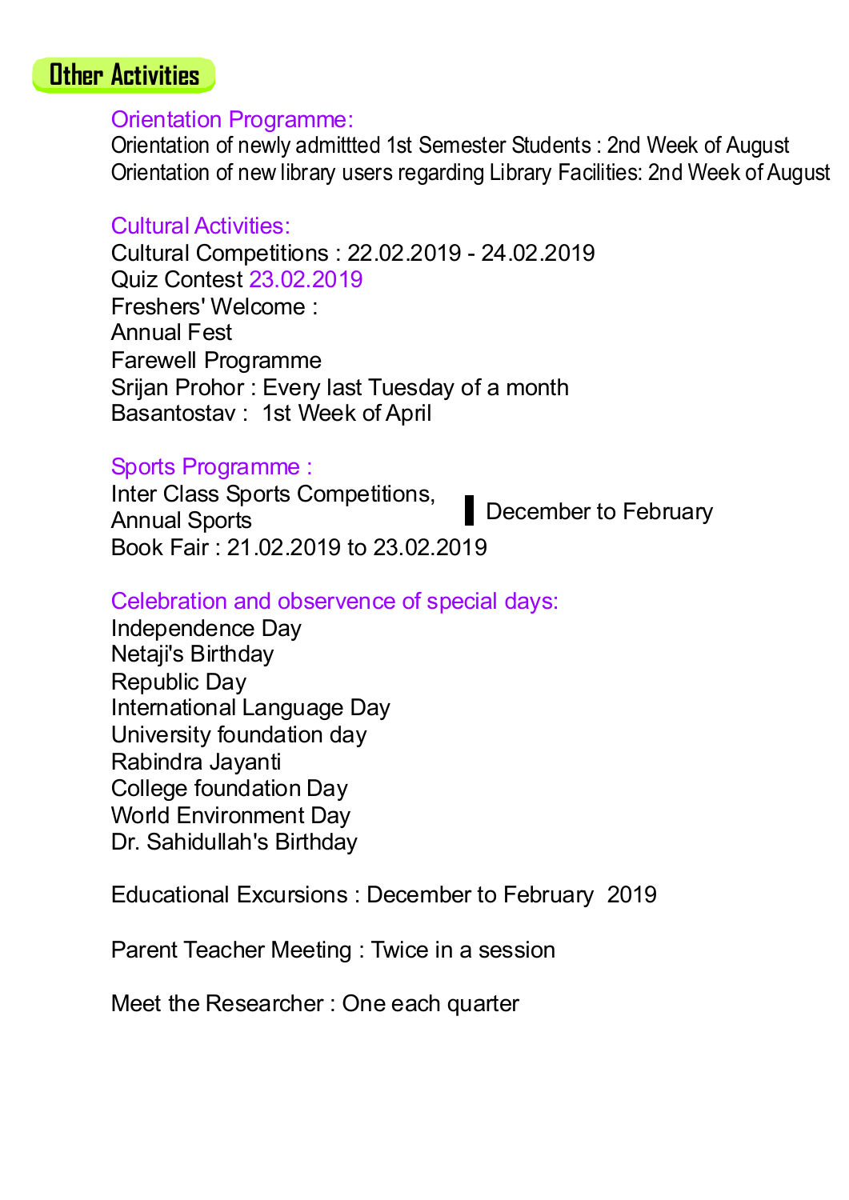## Other Activities

### Orientation Programme:

Orientation of newly admittted 1st Semester Students : 2nd Week of August
Orientation of new library users regarding Library Facilities: 2nd Week of August

### Cultural Activities:

Cultural Competitions : 22.02.2019 - 24.02.2019
Quiz Contest 23.02.2019
Freshers' Welcome :
Annual Fest
Farewell Programme
Srijan Prohor : Every last Tuesday of a month
Basantostav : 1st Week of April

### Sports Programme :

Inter Class Sports Competitions, Annual Sports — December to February
Book Fair : 21.02.2019 to 23.02.2019

### Celebration and observence of special days:

Independence Day
Netaji's Birthday
Republic Day
International Language Day
University foundation day
Rabindra Jayanti
College foundation Day
World Environment Day
Dr. Sahidullah's Birthday

Educational Excursions : December to February 2019

Parent Teacher Meeting : Twice in a session

Meet the Researcher : One each quarter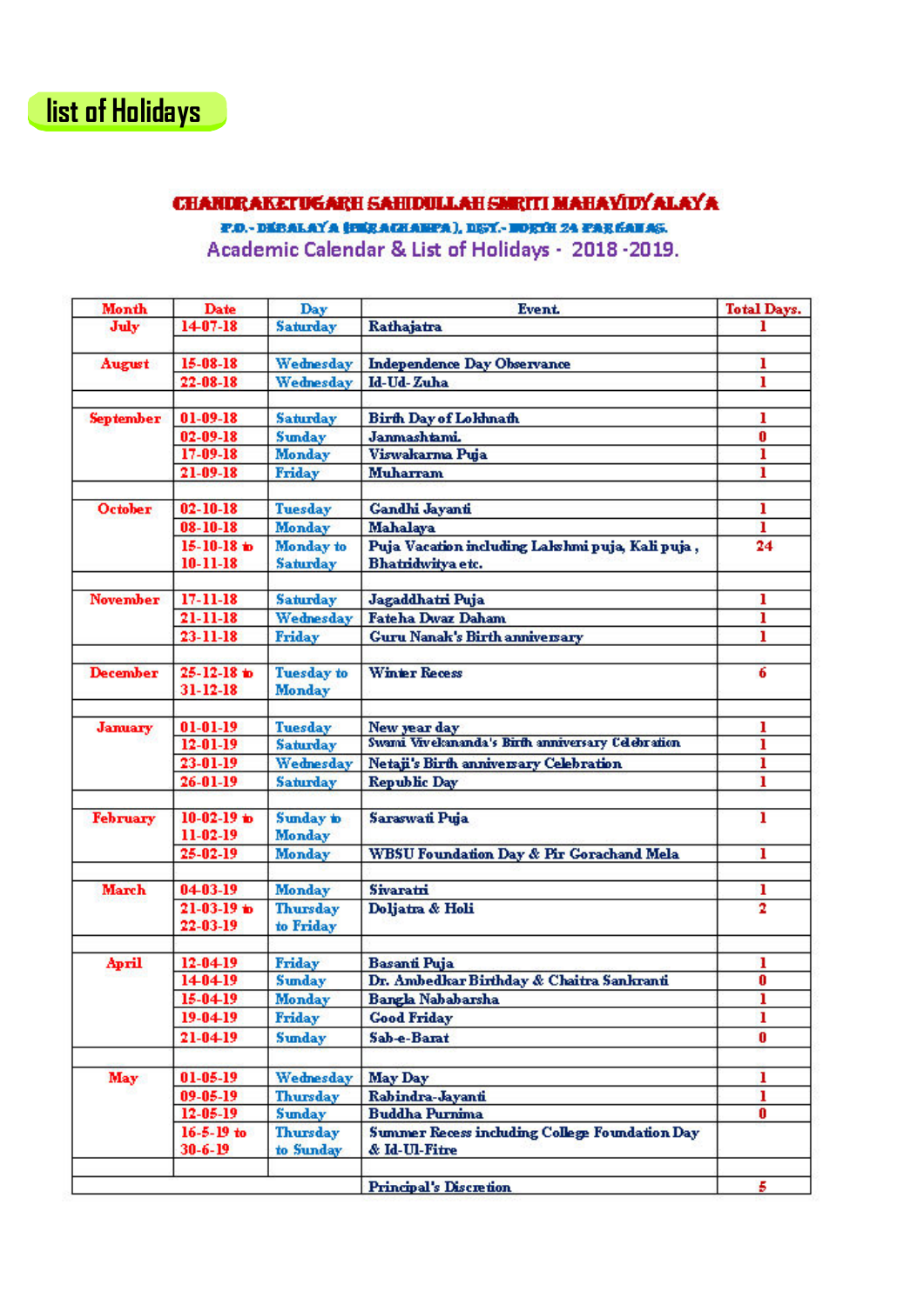## list of Holidays

# CHANDRAKETUGARH SAHIDULLAH SMRITI MAHAVIDYALAYA

**P.O.- DEBALAYA (BERACHAMPA), DIST.- NORTH 24 PARGANAS.**

### Academic Calendar & List of Holidays - 2018 -2019.

| Month | Date | Day | Event. | Total Days. |
|---|---|---|---|---|
| July | 14-07-18 | Saturday | Rathajatra | 1 |
| | | | | |
| August | 15-08-18 | Wednesday | Independence Day Observance | 1 |
| | 22-08-18 | Wednesday | Id-Ud- Zuha | 1 |
| | | | | |
| September | 01-09-18 | Saturday | Birth Day of Lokhnath | 1 |
| | 02-09-18 | Sunday | Janmashtami. | 0 |
| | 17-09-18 | Monday | Viswakarma Puja | 1 |
| | 21-09-18 | Friday | Muharram | 1 |
| | | | | |
| October | 02-10-18 | Tuesday | Gandhi Jayanti | 1 |
| | 08-10-18 | Monday | Mahalaya | 1 |
| | 15-10-18 to 10-11-18 | Monday to Saturday | Puja Vacation including Lakshmi puja, Kali puja , Bhatridwitya etc. | 24 |
| | | | | |
| November | 17-11-18 | Saturday | Jagaddhatri Puja | 1 |
| | 21-11-18 | Wednesday | Fateha Dwaz Daham | 1 |
| | 23-11-18 | Friday | Guru Nanak's Birth anniversary | 1 |
| | | | | |
| December | 25-12-18 to 31-12-18 | Tuesday to Monday | Winter Recess | 6 |
| | | | | |
| January | 01-01-19 | Tuesday | New year day | 1 |
| | 12-01-19 | Saturday | Swami Vivekananda's Birth anniversary Celebration | 1 |
| | 23-01-19 | Wednesday | Netaji's Birth anniversary Celebration | 1 |
| | 26-01-19 | Saturday | Republic Day | 1 |
| | | | | |
| February | 10-02-19 to 11-02-19 | Sunday to Monday | Saraswati Puja | 1 |
| | 25-02-19 | Monday | WBSU Foundation Day & Pir Gorachand Mela | 1 |
| | | | | |
| March | 04-03-19 | Monday | Sivaratri | 1 |
| | 21-03-19 to 22-03-19 | Thursday to Friday | Doljatra & Holi | 2 |
| | | | | |
| April | 12-04-19 | Friday | Basanti Puja | 1 |
| | 14-04-19 | Sunday | Dr. Ambedkar Birthday & Chaitra Sankranti | 0 |
| | 15-04-19 | Monday | Bangla Nababarsha | 1 |
| | 19-04-19 | Friday | Good Friday | 1 |
| | 21-04-19 | Sunday | Sab-e-Barat | 0 |
| | | | | |
| May | 01-05-19 | Wednesday | May Day | 1 |
| | 09-05-19 | Thursday | Rabindra-Jayanti | 1 |
| | 12-05-19 | Sunday | Buddha Purnima | 0 |
| | 16-5-19 to 30-6-19 | Thursday to Sunday | Summer Recess including College Foundation Day & Id-Ul-Fitre | |
| | | | | |
| | | | Principal's Discretion | 5 |